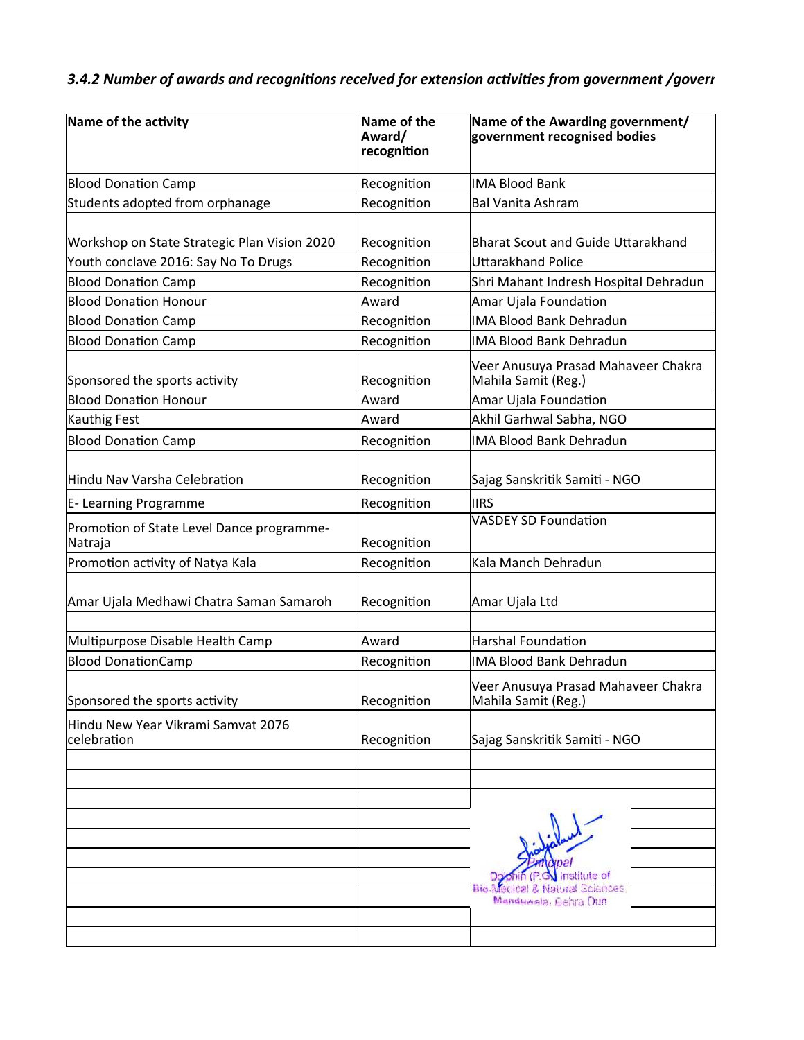***3.4.2 Number of awards and recognitions received for extension activities from government /goverr***

| Name of the activity | Name of the Award/ recognition | Name of the Awarding government/ government recognised bodies |
|---|---|---|
| Blood Donation Camp | Recognition | IMA Blood Bank |
| Students adopted from orphanage | Recognition | Bal Vanita Ashram |
| Workshop on State Strategic Plan Vision 2020 | Recognition | Bharat Scout and Guide Uttarakhand |
| Youth conclave 2016: Say No To Drugs | Recognition | Uttarakhand Police |
| Blood Donation Camp | Recognition | Shri Mahant Indresh Hospital Dehradun |
| Blood Donation Honour | Award | Amar Ujala Foundation |
| Blood Donation Camp | Recognition | IMA Blood Bank Dehradun |
| Blood Donation Camp | Recognition | IMA Blood Bank Dehradun |
| Sponsored the sports activity | Recognition | Veer Anusuya Prasad Mahaveer Chakra Mahila Samit (Reg.) |
| Blood Donation Honour | Award | Amar Ujala Foundation |
| Kauthig Fest | Award | Akhil Garhwal Sabha, NGO |
| Blood Donation Camp | Recognition | IMA Blood Bank Dehradun |
| Hindu Nav Varsha Celebration | Recognition | Sajag Sanskritik Samiti - NGO |
| E- Learning Programme | Recognition | IIRS |
| Promotion of State Level Dance programme-Natraja | Recognition | VASDEY SD Foundation |
| Promotion activity of Natya Kala | Recognition | Kala Manch Dehradun |
| Amar Ujala Medhawi Chatra Saman Samaroh | Recognition | Amar Ujala Ltd |
| | | |
| Multipurpose Disable Health Camp | Award | Harshal Foundation |
| Blood DonationCamp | Recognition | IMA Blood Bank Dehradun |
| Sponsored the sports activity | Recognition | Veer Anusuya Prasad Mahaveer Chakra Mahila Samit (Reg.) |
| Hindu New Year Vikrami Samvat 2076 celebration | Recognition | Sajag Sanskritik Samiti - NGO |

Principal
Dolphin (P.G.) Institute of
Bio-Medical & Natural Sciences,
Manduwala, Dehra Dun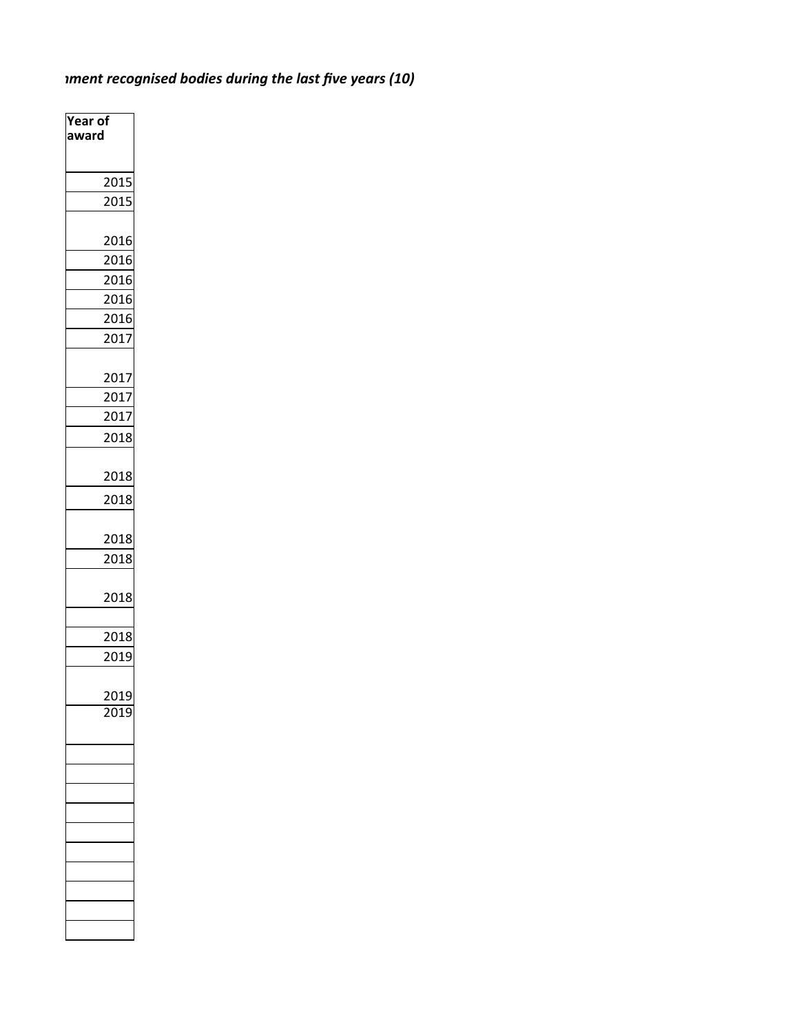***ment recognised bodies during the last five years (10)***

| Year of award |
|---|
| 2015 |
| 2015 |
| 2016 |
| 2016 |
| 2016 |
| 2016 |
| 2016 |
| 2017 |
| 2017 |
| 2017 |
| 2017 |
| 2018 |
| 2018 |
| 2018 |
| 2018 |
| 2018 |
| 2018 |
| |
| 2018 |
| 2019 |
| 2019 |
| 2019 |
| |
| |
| |
| |
| |
| |
| |
| |
| |
| |